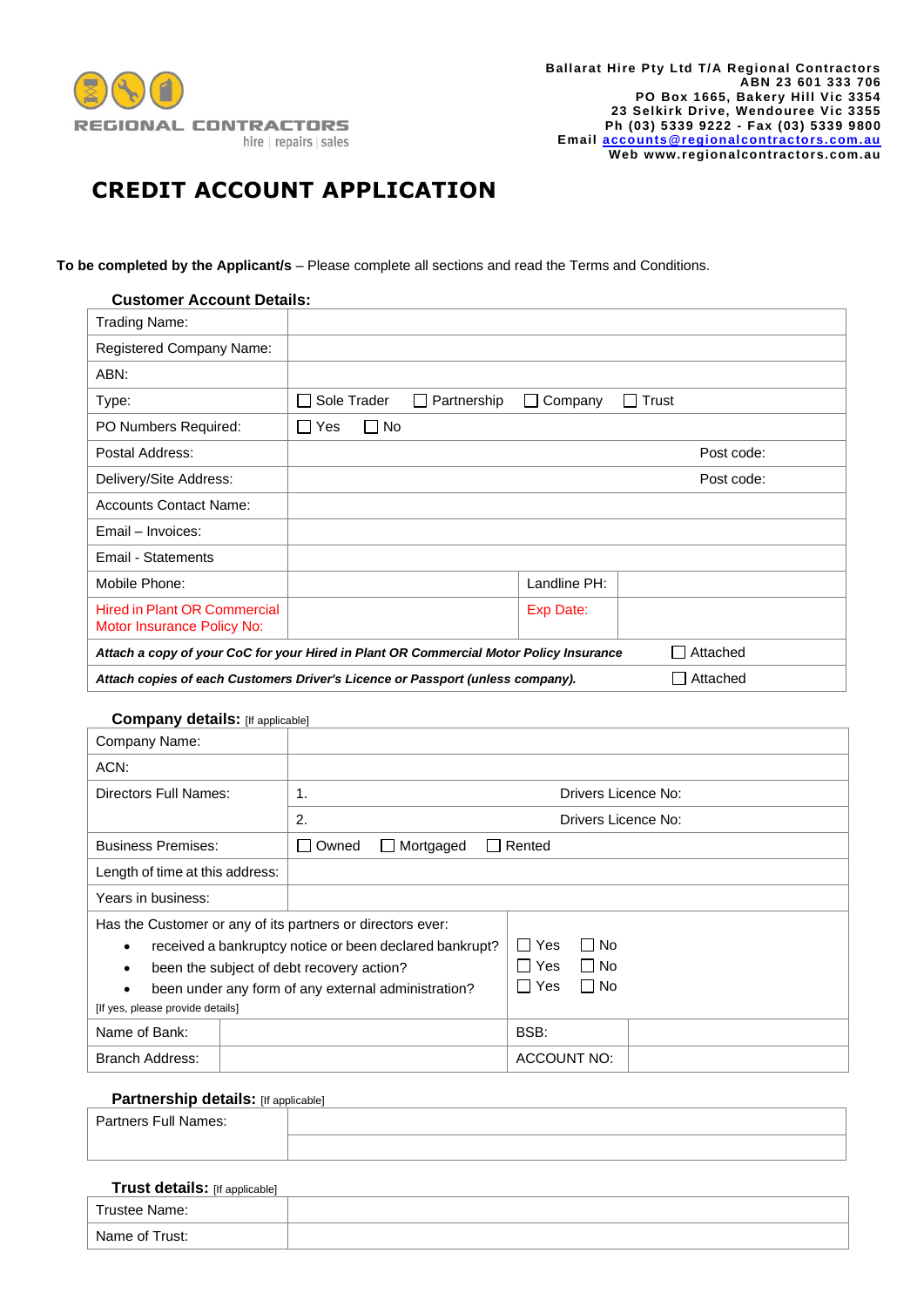REGIONAL CONTRACTORS
hire | repairs | sales

**Ballarat Hire Pty Ltd T/A Regional Contractors**
**ABN 23 601 333 706**
**PO Box 1665, Bakery Hill Vic 3354**
**23 Selkirk Drive, Wendouree Vic 3355**
**Ph (03) 5339 9222 - Fax (03) 5339 9800**
**Email accounts@regionalcontractors.com.au**
**Web www.regionalcontractors.com.au**

# CREDIT ACCOUNT APPLICATION

**To be completed by the Applicant/s** – Please complete all sections and read the Terms and Conditions.

### Customer Account Details:

| | | | |
|---|---|---|---|
| Trading Name: | | | |
| Registered Company Name: | | | |
| ABN: | | | |
| Type: | ☐ Sole Trader ☐ Partnership ☐ Company ☐ Trust | | |
| PO Numbers Required: | ☐ Yes ☐ No | | |
| Postal Address: | | | Post code: |
| Delivery/Site Address: | | | Post code: |
| Accounts Contact Name: | | | |
| Email – Invoices: | | | |
| Email - Statements | | | |
| Mobile Phone: | | Landline PH: | |
| Hired in Plant OR Commercial Motor Insurance Policy No: | | Exp Date: | |
| ***Attach a copy of your CoC for your Hired in Plant OR Commercial Motor Policy Insurance*** | | | ☐ Attached |
| ***Attach copies of each Customers Driver's Licence or Passport (unless company).*** | | | ☐ Attached |

### Company details: [If applicable]

| | | |
|---|---|---|
| Company Name: | | |
| ACN: | | |
| Directors Full Names: | 1. | Drivers Licence No: |
| | 2. | Drivers Licence No: |
| Business Premises: | ☐ Owned ☐ Mortgaged ☐ Rented | |
| Length of time at this address: | | |
| Years in business: | | |

| | |
|---|---|
| Has the Customer or any of its partners or directors ever: | |
| • received a bankruptcy notice or been declared bankrupt? | ☐ Yes ☐ No |
| • been the subject of debt recovery action? | ☐ Yes ☐ No |
| • been under any form of any external administration? | ☐ Yes ☐ No |
| [If yes, please provide details] | |

| | | | |
|---|---|---|---|
| Name of Bank: | | BSB: | |
| Branch Address: | | ACCOUNT NO: | |

### Partnership details: [If applicable]

| | |
|---|---|
| Partners Full Names: | |
| | |

### Trust details: [If applicable]

| | |
|---|---|
| Trustee Name: | |
| Name of Trust: | |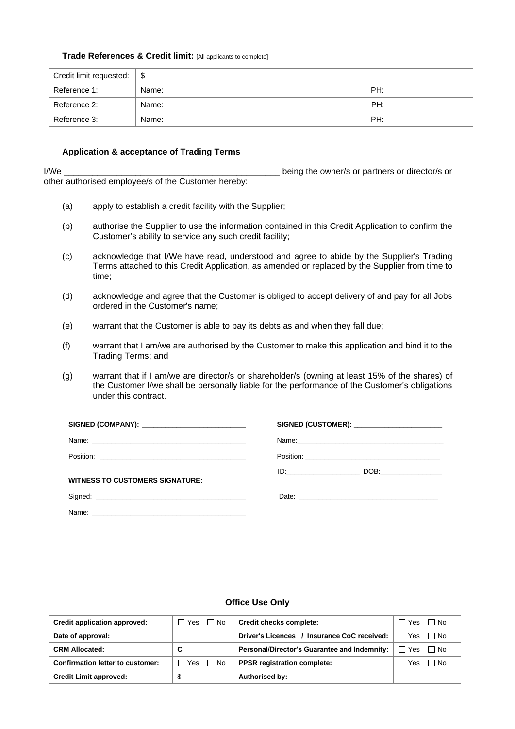**Trade References & Credit limit:** [All applicants to complete]

| Credit limit requested: | $ | |
|---|---|---|
| Reference 1: | Name: | PH: |
| Reference 2: | Name: | PH: |
| Reference 3: | Name: | PH: |

**Application & acceptance of Trading Terms**

I/We _____________________________________________ being the owner/s or partners or director/s or other authorised employee/s of the Customer hereby:

(a) apply to establish a credit facility with the Supplier;

(b) authorise the Supplier to use the information contained in this Credit Application to confirm the Customer's ability to service any such credit facility;

(c) acknowledge that I/We have read, understood and agree to abide by the Supplier's Trading Terms attached to this Credit Application, as amended or replaced by the Supplier from time to time;

(d) acknowledge and agree that the Customer is obliged to accept delivery of and pay for all Jobs ordered in the Customer's name;

(e) warrant that the Customer is able to pay its debts as and when they fall due;

(f) warrant that I am/we are authorised by the Customer to make this application and bind it to the Trading Terms; and

(g) warrant that if I am/we are director/s or shareholder/s (owning at least 15% of the shares) of the Customer I/we shall be personally liable for the performance of the Customer's obligations under this contract.

**SIGNED (COMPANY):** __________________________

Name: ______________________________________

Position: ____________________________________

**WITNESS TO CUSTOMERS SIGNATURE:**

Signed: _____________________________________

Name: ______________________________________

**SIGNED (CUSTOMER):** ______________________

Name:_____________________________________

Position: __________________________________

ID:___________________ DOB:________________

Date: ___________________________________

**Office Use Only**

| **Credit application approved:** | ☐ Yes ☐ No | **Credit checks complete:** | ☐ Yes ☐ No |
|---|---|---|---|
| **Date of approval:** | | **Driver's Licences / Insurance CoC received:** | ☐ Yes ☐ No |
| **CRM Allocated:** | **C** | **Personal/Director's Guarantee and Indemnity:** | ☐ Yes ☐ No |
| **Confirmation letter to customer:** | ☐ Yes ☐ No | **PPSR registration complete:** | ☐ Yes ☐ No |
| **Credit Limit approved:** | $ | **Authorised by:** | |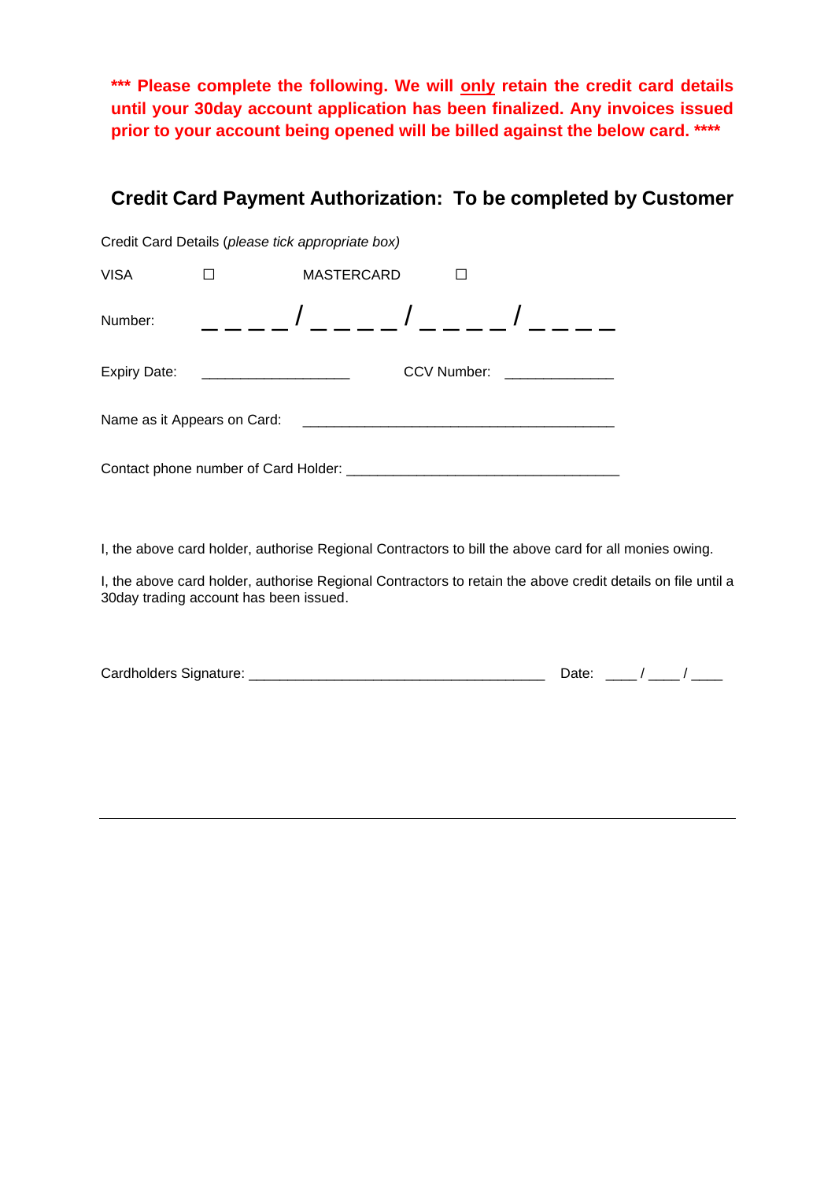**\*\*\* Please complete the following. We will <u>only</u> retain the credit card details until your 30day account application has been finalized. Any invoices issued prior to your account being opened will be billed against the below card. \*\*\*\***

## Credit Card Payment Authorization:  To be completed by Customer

Credit Card Details (*please tick appropriate box)*

VISA ☐  MASTERCARD ☐

Number: _ _ _ _ / _ _ _ _ / _ _ _ _ / _ _ _ _

Expiry Date: ____________________  CCV Number: ______________

Name as it Appears on Card: ________________________________________

Contact phone number of Card Holder: ___________________________________

I, the above card holder, authorise Regional Contractors to bill the above card for all monies owing.

I, the above card holder, authorise Regional Contractors to retain the above credit details on file until a 30day trading account has been issued.

Cardholders Signature: ______________________________________  Date: ____ / ____ / ____

---